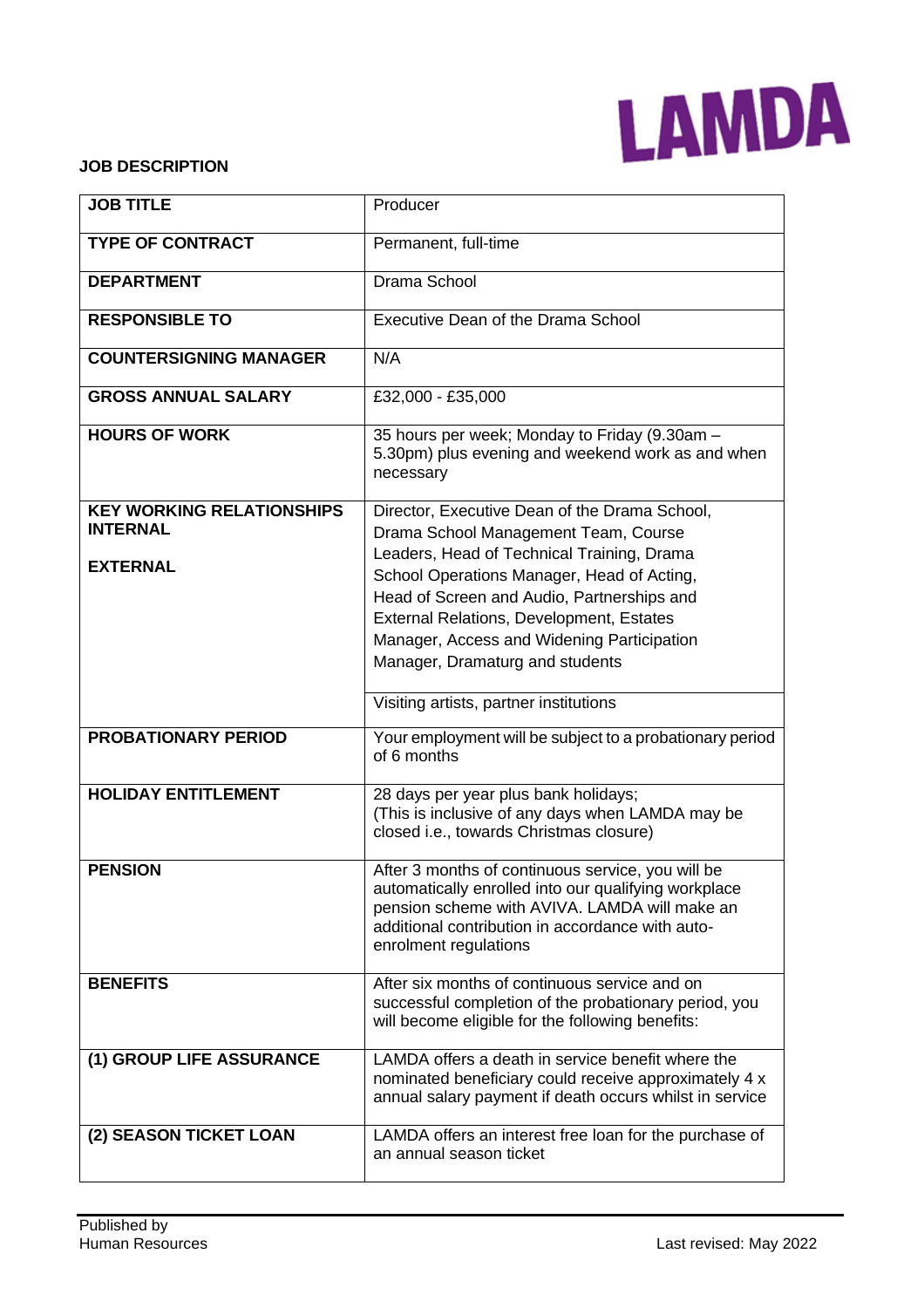LAMDA

**JOB DESCRIPTION**

| | |
|---|---|
| **JOB TITLE** | Producer |
| **TYPE OF CONTRACT** | Permanent, full-time |
| **DEPARTMENT** | Drama School |
| **RESPONSIBLE TO** | Executive Dean of the Drama School |
| **COUNTERSIGNING MANAGER** | N/A |
| **GROSS ANNUAL SALARY** | £32,000 - £35,000 |
| **HOURS OF WORK** | 35 hours per week; Monday to Friday (9.30am – 5.30pm) plus evening and weekend work as and when necessary |
| **KEY WORKING RELATIONSHIPS INTERNAL** | Director, Executive Dean of the Drama School, Drama School Management Team, Course Leaders, Head of Technical Training, Drama School Operations Manager, Head of Acting, Head of Screen and Audio, Partnerships and External Relations, Development, Estates Manager, Access and Widening Participation Manager, Dramaturg and students |
| **EXTERNAL** | Visiting artists, partner institutions |
| **PROBATIONARY PERIOD** | Your employment will be subject to a probationary period of 6 months |
| **HOLIDAY ENTITLEMENT** | 28 days per year plus bank holidays; (This is inclusive of any days when LAMDA may be closed i.e., towards Christmas closure) |
| **PENSION** | After 3 months of continuous service, you will be automatically enrolled into our qualifying workplace pension scheme with AVIVA. LAMDA will make an additional contribution in accordance with auto-enrolment regulations |
| **BENEFITS** | After six months of continuous service and on successful completion of the probationary period, you will become eligible for the following benefits: |
| **(1) GROUP LIFE ASSURANCE** | LAMDA offers a death in service benefit where the nominated beneficiary could receive approximately 4 x annual salary payment if death occurs whilst in service |
| **(2) SEASON TICKET LOAN** | LAMDA offers an interest free loan for the purchase of an annual season ticket |

Published by
Human Resources

Last revised: May 2022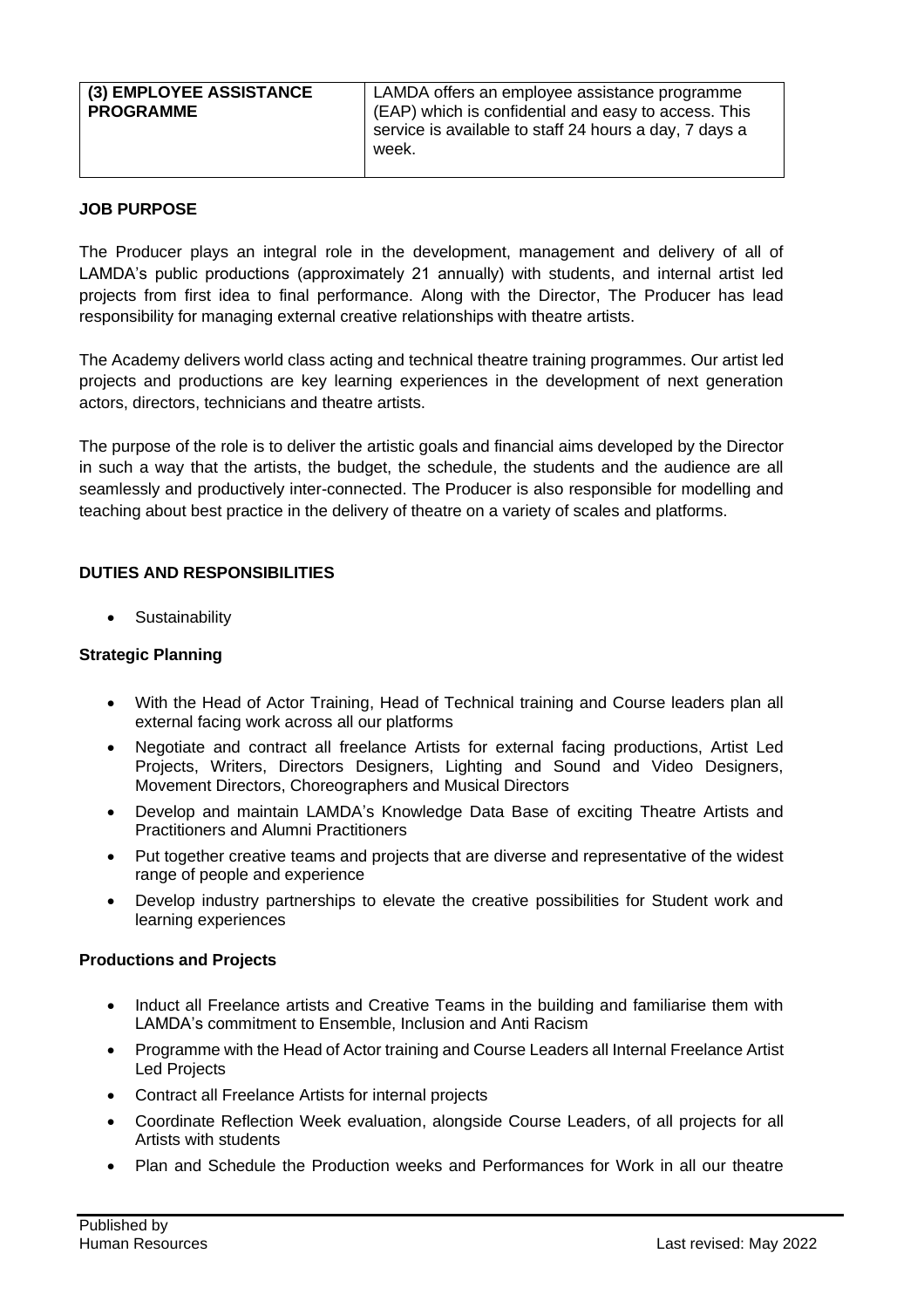| (3) EMPLOYEE ASSISTANCE PROGRAMME | LAMDA offers an employee assistance programme (EAP) which is confidential and easy to access. This service is available to staff 24 hours a day, 7 days a week. |
|---|---|

**JOB PURPOSE**

The Producer plays an integral role in the development, management and delivery of all of LAMDA's public productions (approximately 21 annually) with students, and internal artist led projects from first idea to final performance. Along with the Director, The Producer has lead responsibility for managing external creative relationships with theatre artists.

The Academy delivers world class acting and technical theatre training programmes. Our artist led projects and productions are key learning experiences in the development of next generation actors, directors, technicians and theatre artists.

The purpose of the role is to deliver the artistic goals and financial aims developed by the Director in such a way that the artists, the budget, the schedule, the students and the audience are all seamlessly and productively inter-connected. The Producer is also responsible for modelling and teaching about best practice in the delivery of theatre on a variety of scales and platforms.

**DUTIES AND RESPONSIBILITIES**

- Sustainability

**Strategic Planning**

- With the Head of Actor Training, Head of Technical training and Course leaders plan all external facing work across all our platforms
- Negotiate and contract all freelance Artists for external facing productions, Artist Led Projects, Writers, Directors Designers, Lighting and Sound and Video Designers, Movement Directors, Choreographers and Musical Directors
- Develop and maintain LAMDA's Knowledge Data Base of exciting Theatre Artists and Practitioners and Alumni Practitioners
- Put together creative teams and projects that are diverse and representative of the widest range of people and experience
- Develop industry partnerships to elevate the creative possibilities for Student work and learning experiences

**Productions and Projects**

- Induct all Freelance artists and Creative Teams in the building and familiarise them with LAMDA's commitment to Ensemble, Inclusion and Anti Racism
- Programme with the Head of Actor training and Course Leaders all Internal Freelance Artist Led Projects
- Contract all Freelance Artists for internal projects
- Coordinate Reflection Week evaluation, alongside Course Leaders, of all projects for all Artists with students
- Plan and Schedule the Production weeks and Performances for Work in all our theatre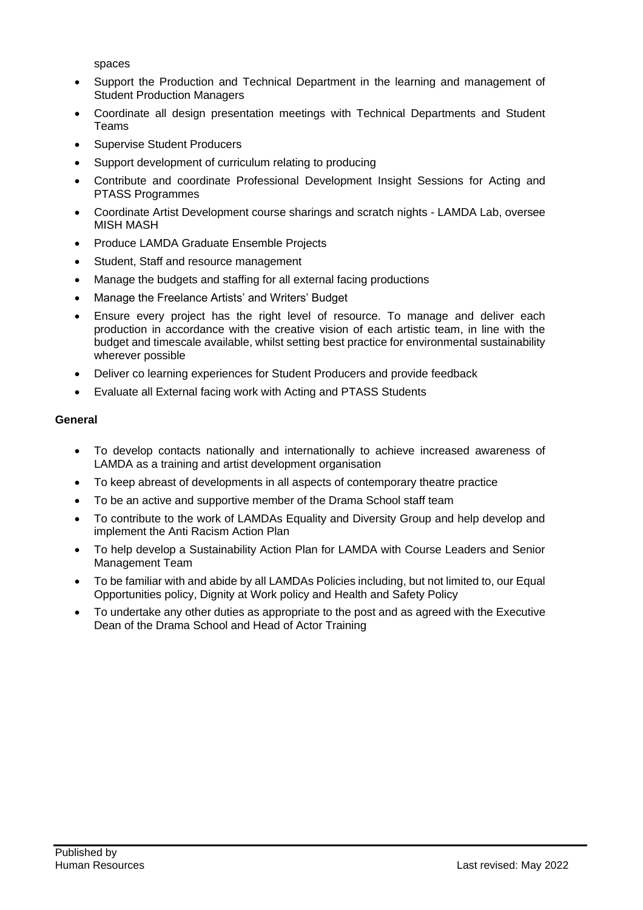spaces

- Support the Production and Technical Department in the learning and management of Student Production Managers
- Coordinate all design presentation meetings with Technical Departments and Student Teams
- Supervise Student Producers
- Support development of curriculum relating to producing
- Contribute and coordinate Professional Development Insight Sessions for Acting and PTASS Programmes
- Coordinate Artist Development course sharings and scratch nights - LAMDA Lab, oversee MISH MASH
- Produce LAMDA Graduate Ensemble Projects
- Student, Staff and resource management
- Manage the budgets and staffing for all external facing productions
- Manage the Freelance Artists' and Writers' Budget
- Ensure every project has the right level of resource. To manage and deliver each production in accordance with the creative vision of each artistic team, in line with the budget and timescale available, whilst setting best practice for environmental sustainability wherever possible
- Deliver co learning experiences for Student Producers and provide feedback
- Evaluate all External facing work with Acting and PTASS Students

**General**

- To develop contacts nationally and internationally to achieve increased awareness of LAMDA as a training and artist development organisation
- To keep abreast of developments in all aspects of contemporary theatre practice
- To be an active and supportive member of the Drama School staff team
- To contribute to the work of LAMDAs Equality and Diversity Group and help develop and implement the Anti Racism Action Plan
- To help develop a Sustainability Action Plan for LAMDA with Course Leaders and Senior Management Team
- To be familiar with and abide by all LAMDAs Policies including, but not limited to, our Equal Opportunities policy, Dignity at Work policy and Health and Safety Policy
- To undertake any other duties as appropriate to the post and as agreed with the Executive Dean of the Drama School and Head of Actor Training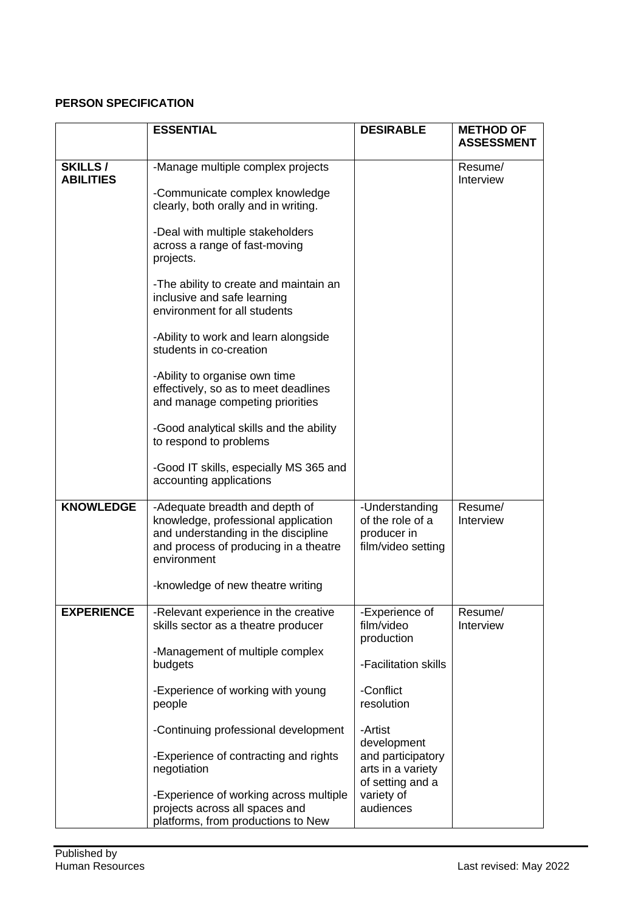**PERSON SPECIFICATION**

| | **ESSENTIAL** | **DESIRABLE** | **METHOD OF ASSESSMENT** |
|---|---|---|---|
| **SKILLS / ABILITIES** | -Manage multiple complex projects<br><br>-Communicate complex knowledge clearly, both orally and in writing.<br><br>-Deal with multiple stakeholders across a range of fast-moving projects.<br><br>-The ability to create and maintain an inclusive and safe learning environment for all students<br><br>-Ability to work and learn alongside students in co-creation<br><br>-Ability to organise own time effectively, so as to meet deadlines and manage competing priorities<br><br>-Good analytical skills and the ability to respond to problems<br><br>-Good IT skills, especially MS 365 and accounting applications | | Resume/ Interview |
| **KNOWLEDGE** | -Adequate breadth and depth of knowledge, professional application and understanding in the discipline and process of producing in a theatre environment<br><br>-knowledge of new theatre writing | -Understanding of the role of a producer in film/video setting | Resume/ Interview |
| **EXPERIENCE** | -Relevant experience in the creative skills sector as a theatre producer<br><br>-Management of multiple complex budgets<br><br>-Experience of working with young people<br><br>-Continuing professional development<br><br>-Experience of contracting and rights negotiation<br><br>-Experience of working across multiple projects across all spaces and platforms, from productions to New | -Experience of film/video production<br><br>-Facilitation skills<br><br>-Conflict resolution<br><br>-Artist development and participatory arts in a variety of setting and a variety of audiences | Resume/ Interview |

Published by
Human Resources

Last revised: May 2022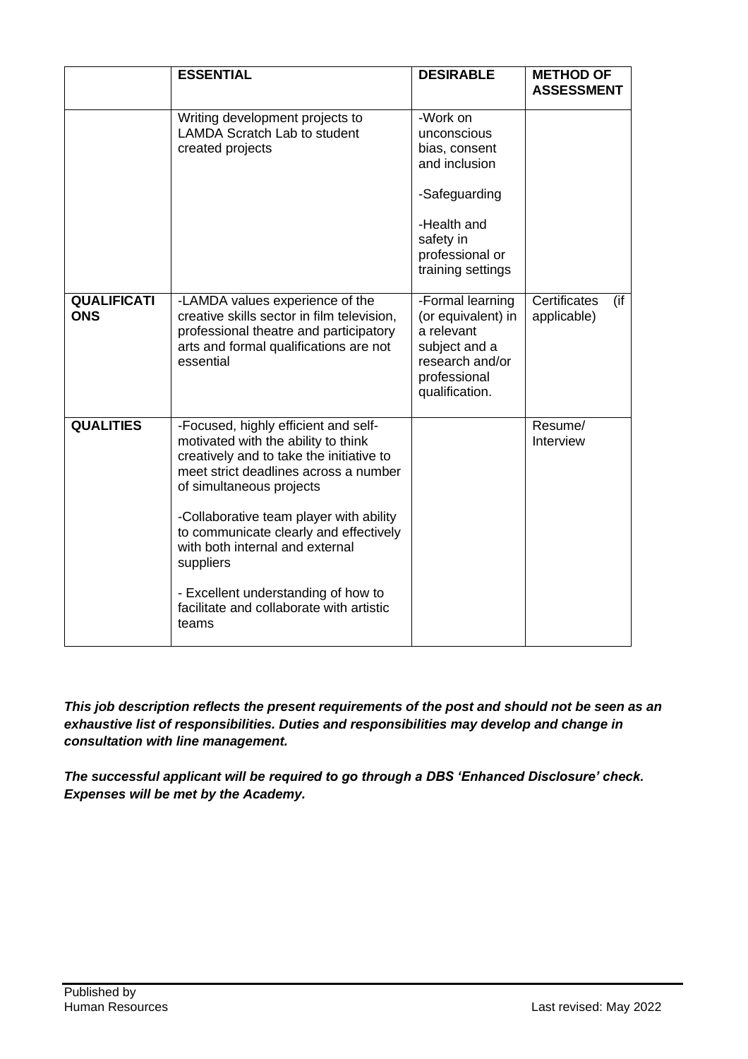| | ESSENTIAL | DESIRABLE | METHOD OF ASSESSMENT |
|---|---|---|---|
| | Writing development projects to LAMDA Scratch Lab to student created projects | -Work on unconscious bias, consent and inclusion<br><br>-Safeguarding<br><br>-Health and safety in professional or training settings | |
| **QUALIFICATIONS** | -LAMDA values experience of the creative skills sector in film television, professional theatre and participatory arts and formal qualifications are not essential | -Formal learning (or equivalent) in a relevant subject and a research and/or professional qualification. | Certificates (if applicable) |
| **QUALITIES** | -Focused, highly efficient and self-motivated with the ability to think creatively and to take the initiative to meet strict deadlines across a number of simultaneous projects<br><br>-Collaborative team player with ability to communicate clearly and effectively with both internal and external suppliers<br><br>- Excellent understanding of how to facilitate and collaborate with artistic teams | | Resume/ Interview |

***This job description reflects the present requirements of the post and should not be seen as an exhaustive list of responsibilities. Duties and responsibilities may develop and change in consultation with line management.***

***The successful applicant will be required to go through a DBS 'Enhanced Disclosure' check. Expenses will be met by the Academy.***

Published by
Human Resources

Last revised: May 2022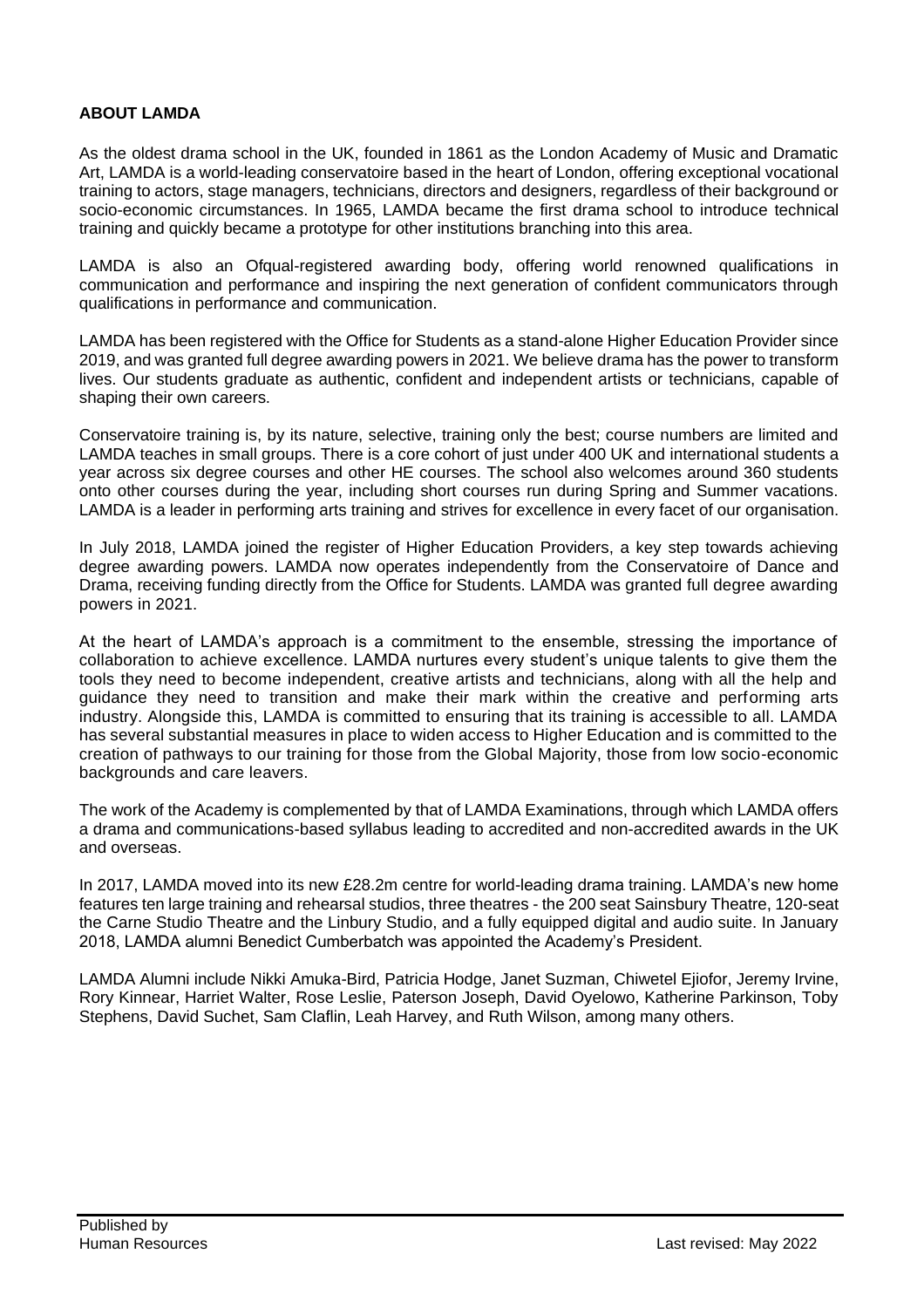## ABOUT LAMDA

As the oldest drama school in the UK, founded in 1861 as the London Academy of Music and Dramatic Art, LAMDA is a world-leading conservatoire based in the heart of London, offering exceptional vocational training to actors, stage managers, technicians, directors and designers, regardless of their background or socio-economic circumstances. In 1965, LAMDA became the first drama school to introduce technical training and quickly became a prototype for other institutions branching into this area.

LAMDA is also an Ofqual-registered awarding body, offering world renowned qualifications in communication and performance and inspiring the next generation of confident communicators through qualifications in performance and communication.

LAMDA has been registered with the Office for Students as a stand-alone Higher Education Provider since 2019, and was granted full degree awarding powers in 2021. We believe drama has the power to transform lives. Our students graduate as authentic, confident and independent artists or technicians, capable of shaping their own careers.

Conservatoire training is, by its nature, selective, training only the best; course numbers are limited and LAMDA teaches in small groups. There is a core cohort of just under 400 UK and international students a year across six degree courses and other HE courses. The school also welcomes around 360 students onto other courses during the year, including short courses run during Spring and Summer vacations. LAMDA is a leader in performing arts training and strives for excellence in every facet of our organisation.

In July 2018, LAMDA joined the register of Higher Education Providers, a key step towards achieving degree awarding powers. LAMDA now operates independently from the Conservatoire of Dance and Drama, receiving funding directly from the Office for Students. LAMDA was granted full degree awarding powers in 2021.

At the heart of LAMDA's approach is a commitment to the ensemble, stressing the importance of collaboration to achieve excellence. LAMDA nurtures every student's unique talents to give them the tools they need to become independent, creative artists and technicians, along with all the help and guidance they need to transition and make their mark within the creative and performing arts industry. Alongside this, LAMDA is committed to ensuring that its training is accessible to all. LAMDA has several substantial measures in place to widen access to Higher Education and is committed to the creation of pathways to our training for those from the Global Majority, those from low socio-economic backgrounds and care leavers.

The work of the Academy is complemented by that of LAMDA Examinations, through which LAMDA offers a drama and communications-based syllabus leading to accredited and non-accredited awards in the UK and overseas.

In 2017, LAMDA moved into its new £28.2m centre for world-leading drama training. LAMDA's new home features ten large training and rehearsal studios, three theatres - the 200 seat Sainsbury Theatre, 120-seat the Carne Studio Theatre and the Linbury Studio, and a fully equipped digital and audio suite. In January 2018, LAMDA alumni Benedict Cumberbatch was appointed the Academy's President.

LAMDA Alumni include Nikki Amuka-Bird, Patricia Hodge, Janet Suzman, Chiwetel Ejiofor, Jeremy Irvine, Rory Kinnear, Harriet Walter, Rose Leslie, Paterson Joseph, David Oyelowo, Katherine Parkinson, Toby Stephens, David Suchet, Sam Claflin, Leah Harvey, and Ruth Wilson, among many others.